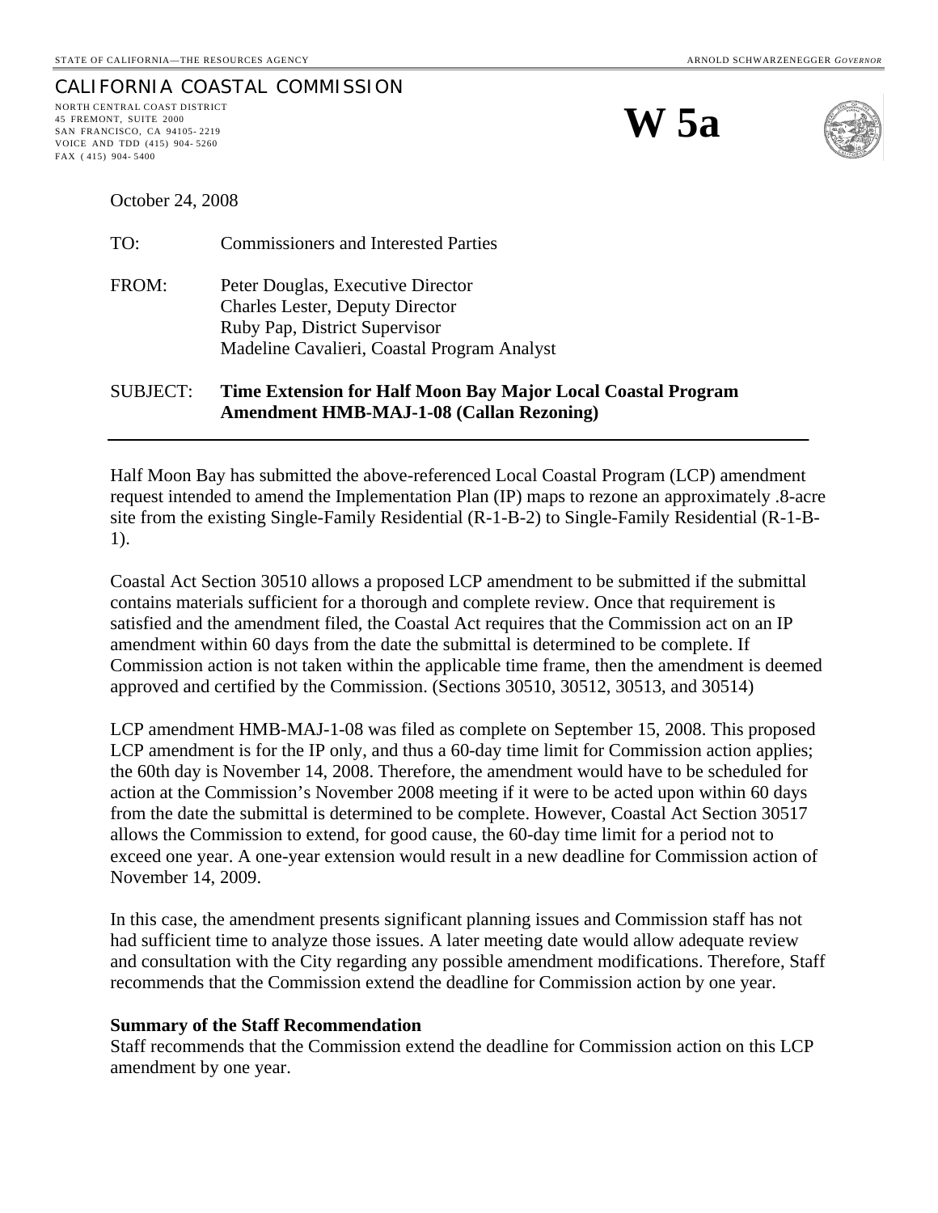STATE OF CALIFORNIA—THE RESOURCES AGENCY ARNOLD SCHWARZENEGGER *GOVERNOR*

CALIFORNIA COASTAL COMMISSION

NORTH CENTRAL COAST DISTRICT
45 FREMONT, SUITE 2000
SAN FRANCISCO, CA 94105- 2219
VOICE AND TDD (415) 904- 5260
FAX ( 415) 904- 5400

# W 5a

October 24, 2008

TO: Commissioners and Interested Parties

FROM: Peter Douglas, Executive Director
Charles Lester, Deputy Director
Ruby Pap, District Supervisor
Madeline Cavalieri, Coastal Program Analyst

SUBJECT: **Time Extension for Half Moon Bay Major Local Coastal Program Amendment HMB-MAJ-1-08 (Callan Rezoning)**

---

Half Moon Bay has submitted the above-referenced Local Coastal Program (LCP) amendment request intended to amend the Implementation Plan (IP) maps to rezone an approximately .8-acre site from the existing Single-Family Residential (R-1-B-2) to Single-Family Residential (R-1-B-1).

Coastal Act Section 30510 allows a proposed LCP amendment to be submitted if the submittal contains materials sufficient for a thorough and complete review. Once that requirement is satisfied and the amendment filed, the Coastal Act requires that the Commission act on an IP amendment within 60 days from the date the submittal is determined to be complete. If Commission action is not taken within the applicable time frame, then the amendment is deemed approved and certified by the Commission. (Sections 30510, 30512, 30513, and 30514)

LCP amendment HMB-MAJ-1-08 was filed as complete on September 15, 2008. This proposed LCP amendment is for the IP only, and thus a 60-day time limit for Commission action applies; the 60th day is November 14, 2008. Therefore, the amendment would have to be scheduled for action at the Commission's November 2008 meeting if it were to be acted upon within 60 days from the date the submittal is determined to be complete. However, Coastal Act Section 30517 allows the Commission to extend, for good cause, the 60-day time limit for a period not to exceed one year. A one-year extension would result in a new deadline for Commission action of November 14, 2009.

In this case, the amendment presents significant planning issues and Commission staff has not had sufficient time to analyze those issues. A later meeting date would allow adequate review and consultation with the City regarding any possible amendment modifications. Therefore, Staff recommends that the Commission extend the deadline for Commission action by one year.

**Summary of the Staff Recommendation**
Staff recommends that the Commission extend the deadline for Commission action on this LCP amendment by one year.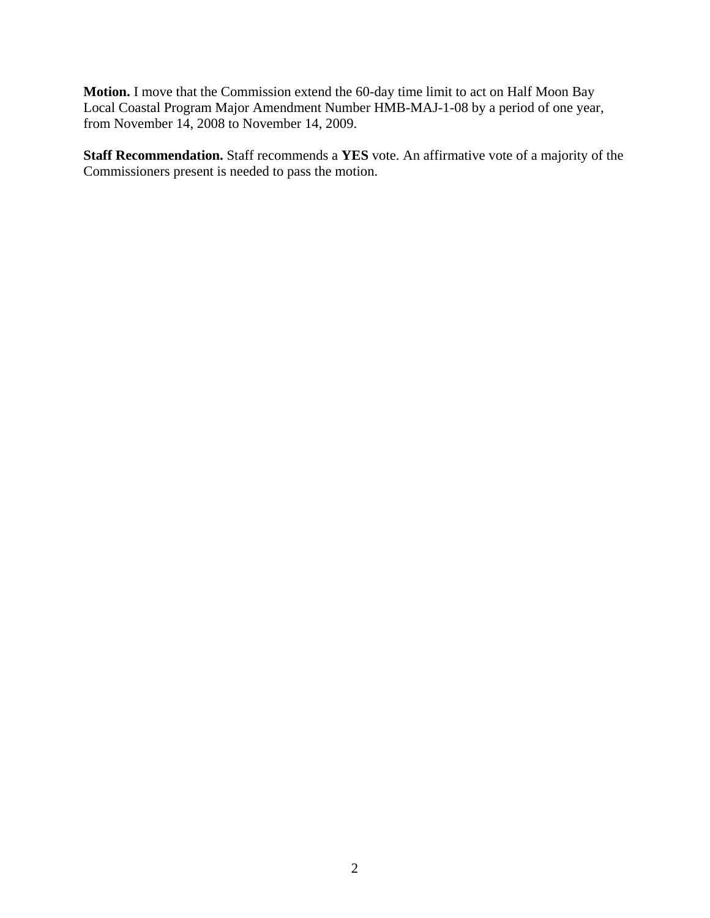**Motion.** I move that the Commission extend the 60-day time limit to act on Half Moon Bay Local Coastal Program Major Amendment Number HMB-MAJ-1-08 by a period of one year, from November 14, 2008 to November 14, 2009.

**Staff Recommendation.** Staff recommends a **YES** vote. An affirmative vote of a majority of the Commissioners present is needed to pass the motion.